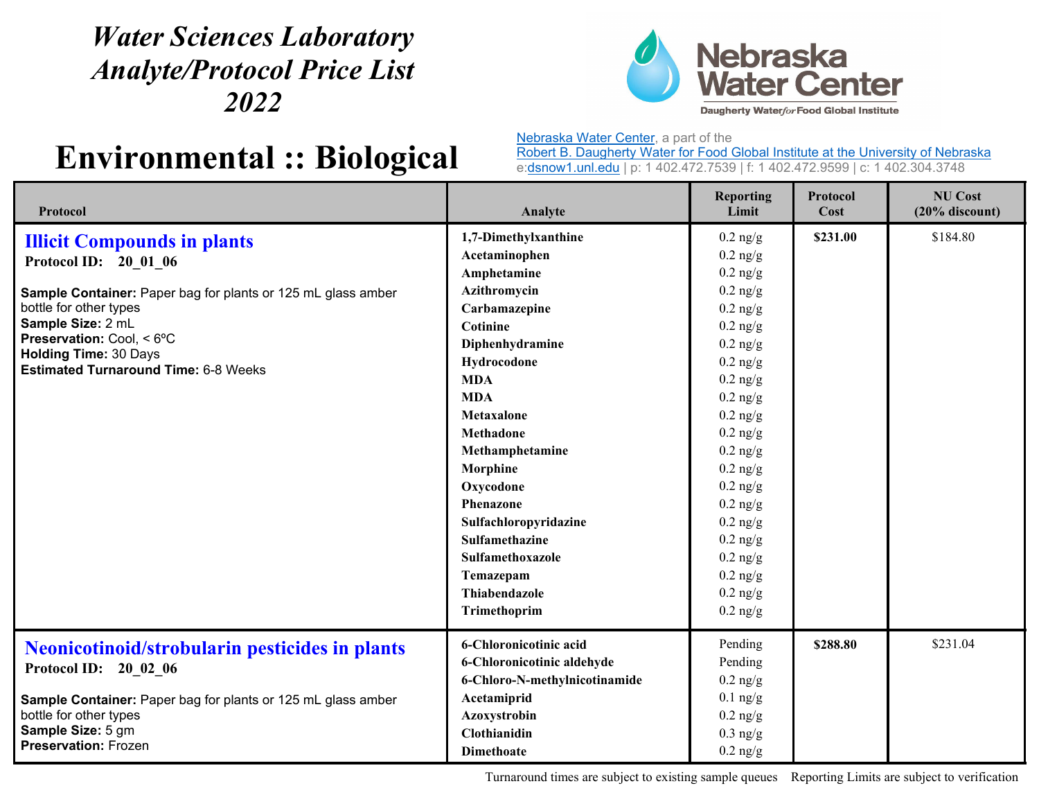# Water Sciences Laboratory Analyte/Protocol Price List 2022

Nebraska Water Center — Daugherty Water*for*Food Global Institute

# Environmental :: Biological

Nebraska Water Center, a part of the
Robert B. Daugherty Water for Food Global Institute at the University of Nebraska
e:dsnow1.unl.edu | p: 1 402.472.7539 | f: 1 402.472.9599 | c: 1 402.304.3748

| Protocol | Analyte | Reporting Limit | Protocol Cost | NU Cost (20% discount) |
|---|---|---|---|---|
| **Illicit Compounds in plants**<br>**Protocol ID: 20_01_06**<br><br>**Sample Container:** Paper bag for plants or 125 mL glass amber bottle for other types<br>**Sample Size:** 2 mL<br>**Preservation:** Cool, < 6ºC<br>**Holding Time:** 30 Days<br>**Estimated Turnaround Time:** 6-8 Weeks | **1,7-Dimethylxanthine** | 0.2 ng/g | **$231.00** | $184.80 |
| | **Acetaminophen** | 0.2 ng/g | | |
| | **Amphetamine** | 0.2 ng/g | | |
| | **Azithromycin** | 0.2 ng/g | | |
| | **Carbamazepine** | 0.2 ng/g | | |
| | **Cotinine** | 0.2 ng/g | | |
| | **Diphenhydramine** | 0.2 ng/g | | |
| | **Hydrocodone** | 0.2 ng/g | | |
| | **MDA** | 0.2 ng/g | | |
| | **MDA** | 0.2 ng/g | | |
| | **Metaxalone** | 0.2 ng/g | | |
| | **Methadone** | 0.2 ng/g | | |
| | **Methamphetamine** | 0.2 ng/g | | |
| | **Morphine** | 0.2 ng/g | | |
| | **Oxycodone** | 0.2 ng/g | | |
| | **Phenazone** | 0.2 ng/g | | |
| | **Sulfachloropyridazine** | 0.2 ng/g | | |
| | **Sulfamethazine** | 0.2 ng/g | | |
| | **Sulfamethoxazole** | 0.2 ng/g | | |
| | **Temazepam** | 0.2 ng/g | | |
| | **Thiabendazole** | 0.2 ng/g | | |
| | **Trimethoprim** | 0.2 ng/g | | |
| **Neonicotinoid/strobularin pesticides in plants**<br>**Protocol ID: 20_02_06**<br><br>**Sample Container:** Paper bag for plants or 125 mL glass amber bottle for other types<br>**Sample Size:** 5 gm<br>**Preservation:** Frozen | **6-Chloronicotinic acid** | Pending | **$288.80** | $231.04 |
| | **6-Chloronicotinic aldehyde** | Pending | | |
| | **6-Chloro-N-methylnicotinamide** | 0.2 ng/g | | |
| | **Acetamiprid** | 0.1 ng/g | | |
| | **Azoxystrobin** | 0.2 ng/g | | |
| | **Clothianidin** | 0.3 ng/g | | |
| | **Dimethoate** | 0.2 ng/g | | |

Turnaround times are subject to existing sample queues    Reporting Limits are subject to verification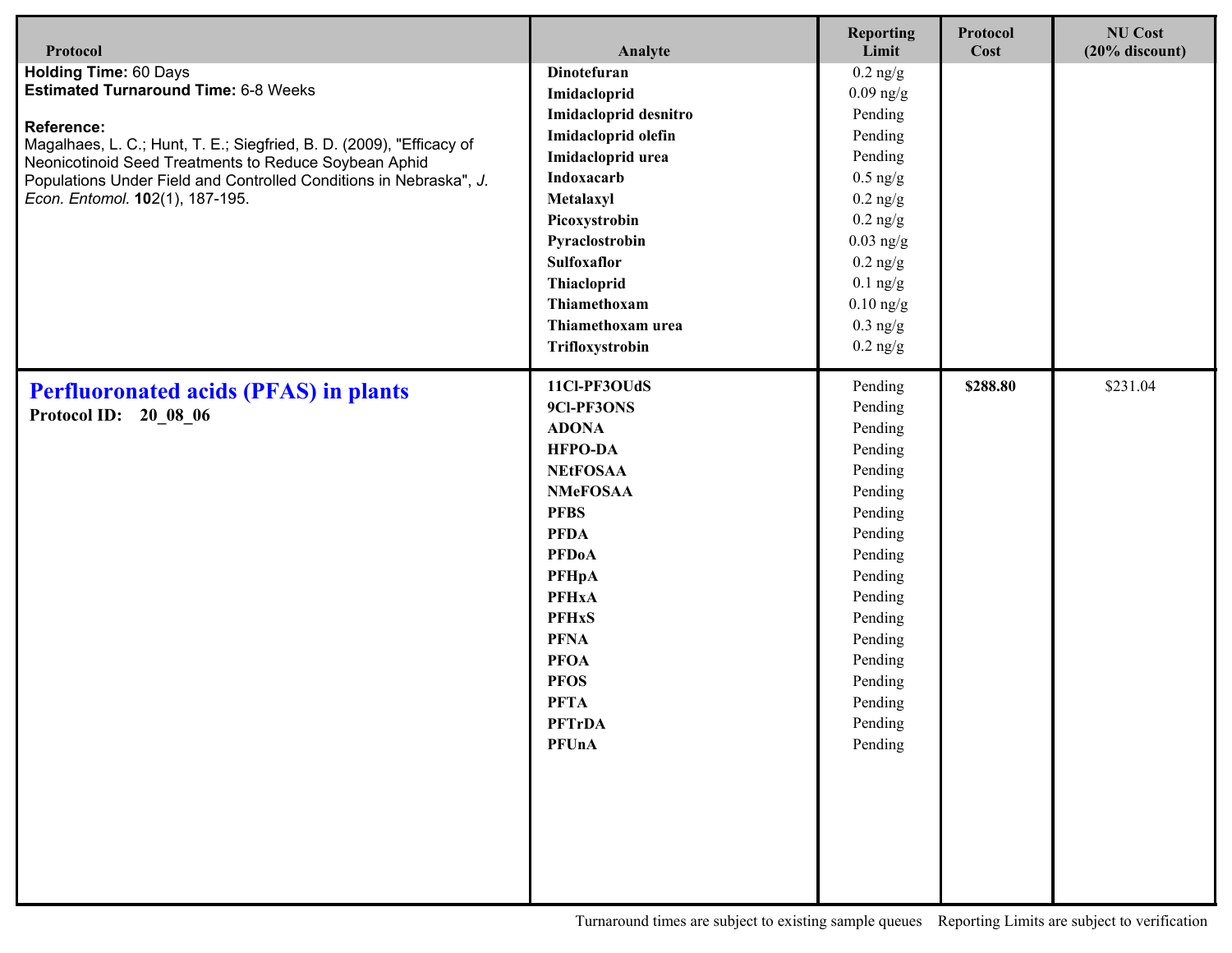| Protocol | Analyte | Reporting Limit | Protocol Cost | NU Cost (20% discount) |
|---|---|---|---|---|
| **Holding Time:** 60 Days | **Dinotefuran** | 0.2 ng/g | | |
| **Estimated Turnaround Time:** 6-8 Weeks | **Imidacloprid** | 0.09 ng/g | | |
| | **Imidacloprid desnitro** | Pending | | |
| **Reference:** | **Imidacloprid olefin** | Pending | | |
| Magalhaes, L. C.; Hunt, T. E.; Siegfried, B. D. (2009), "Efficacy of Neonicotinoid Seed Treatments to Reduce Soybean Aphid Populations Under Field and Controlled Conditions in Nebraska", *J. Econ. Entomol.* **10**2(1), 187-195. | **Imidacloprid urea** | Pending | | |
| | **Indoxacarb** | 0.5 ng/g | | |
| | **Metalaxyl** | 0.2 ng/g | | |
| | **Picoxystrobin** | 0.2 ng/g | | |
| | **Pyraclostrobin** | 0.03 ng/g | | |
| | **Sulfoxaflor** | 0.2 ng/g | | |
| | **Thiacloprid** | 0.1 ng/g | | |
| | **Thiamethoxam** | 0.10 ng/g | | |
| | **Thiamethoxam urea** | 0.3 ng/g | | |
| | **Trifloxystrobin** | 0.2 ng/g | | |
| **Perfluoronated acids (PFAS) in plants** | **11Cl-PF3OUdS** | Pending | **$288.80** | $231.04 |
| **Protocol ID: 20_08_06** | **9Cl-PF3ONS** | Pending | | |
| | **ADONA** | Pending | | |
| | **HFPO-DA** | Pending | | |
| | **NEtFOSAA** | Pending | | |
| | **NMeFOSAA** | Pending | | |
| | **PFBS** | Pending | | |
| | **PFDA** | Pending | | |
| | **PFDoA** | Pending | | |
| | **PFHpA** | Pending | | |
| | **PFHxA** | Pending | | |
| | **PFHxS** | Pending | | |
| | **PFNA** | Pending | | |
| | **PFOA** | Pending | | |
| | **PFOS** | Pending | | |
| | **PFTA** | Pending | | |
| | **PFTrDA** | Pending | | |
| | **PFUnA** | Pending | | |

Turnaround times are subject to existing sample queues    Reporting Limits are subject to verification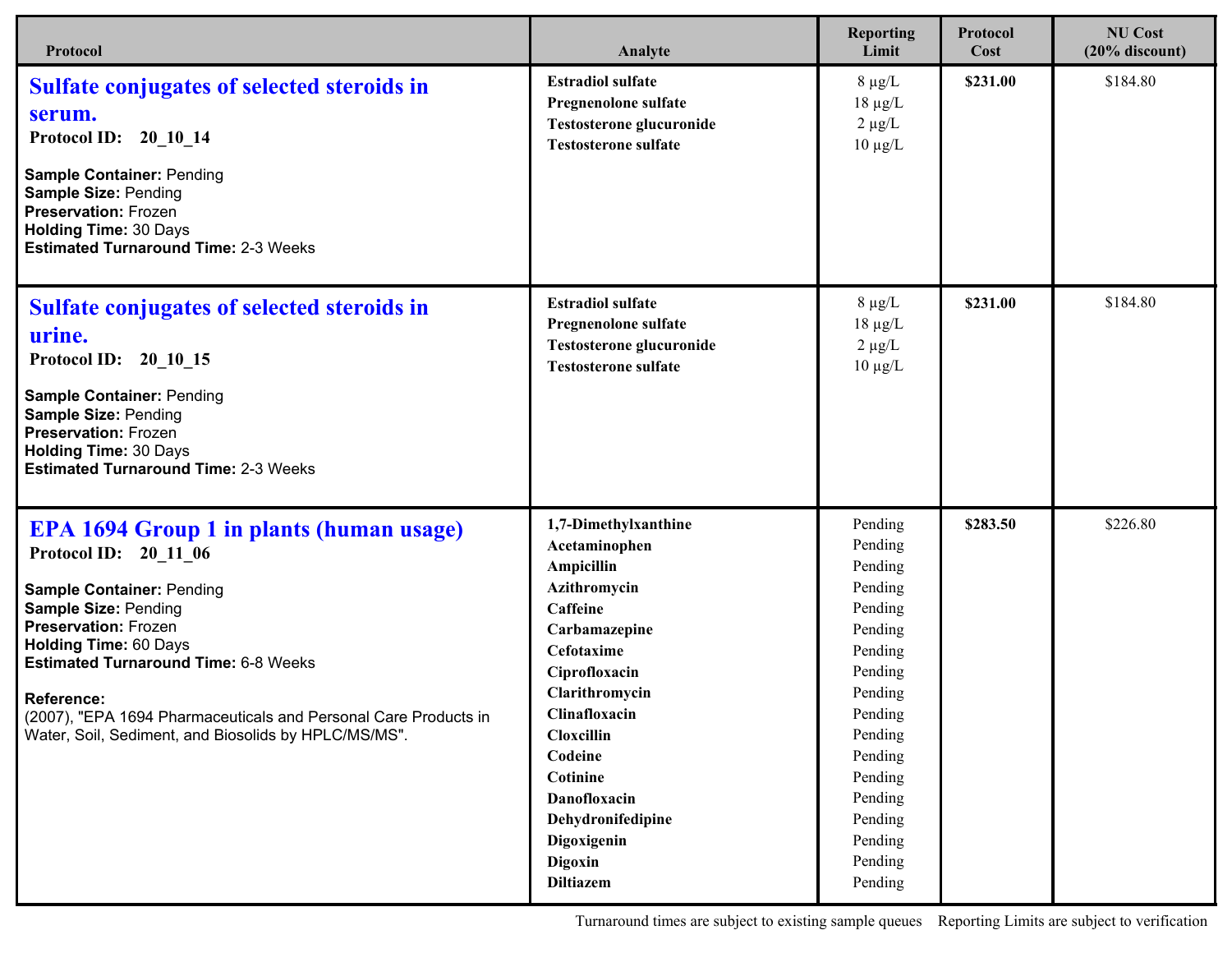| Protocol | Analyte | Reporting Limit | Protocol Cost | NU Cost (20% discount) |
|---|---|---|---|---|
| **Sulfate conjugates of selected steroids in serum.**<br>**Protocol ID: 20_10_14**<br>**Sample Container:** Pending<br>**Sample Size:** Pending<br>**Preservation:** Frozen<br>**Holding Time:** 30 Days<br>**Estimated Turnaround Time:** 2-3 Weeks | **Estradiol sulfate**<br>**Pregnenolone sulfate**<br>**Testosterone glucuronide**<br>**Testosterone sulfate** | 8 µg/L<br>18 µg/L<br>2 µg/L<br>10 µg/L | **$231.00** | $184.80 |
| **Sulfate conjugates of selected steroids in urine.**<br>**Protocol ID: 20_10_15**<br>**Sample Container:** Pending<br>**Sample Size:** Pending<br>**Preservation:** Frozen<br>**Holding Time:** 30 Days<br>**Estimated Turnaround Time:** 2-3 Weeks | **Estradiol sulfate**<br>**Pregnenolone sulfate**<br>**Testosterone glucuronide**<br>**Testosterone sulfate** | 8 µg/L<br>18 µg/L<br>2 µg/L<br>10 µg/L | **$231.00** | $184.80 |
| **EPA 1694 Group 1 in plants (human usage)**<br>**Protocol ID: 20_11_06**<br>**Sample Container:** Pending<br>**Sample Size:** Pending<br>**Preservation:** Frozen<br>**Holding Time:** 60 Days<br>**Estimated Turnaround Time:** 6-8 Weeks<br>**Reference:**<br>(2007), "EPA 1694 Pharmaceuticals and Personal Care Products in Water, Soil, Sediment, and Biosolids by HPLC/MS/MS". | **1,7-Dimethylxanthine**<br>**Acetaminophen**<br>**Ampicillin**<br>**Azithromycin**<br>**Caffeine**<br>**Carbamazepine**<br>**Cefotaxime**<br>**Ciprofloxacin**<br>**Clarithromycin**<br>**Clinafloxacin**<br>**Cloxcillin**<br>**Codeine**<br>**Cotinine**<br>**Danofloxacin**<br>**Dehydronifedipine**<br>**Digoxigenin**<br>**Digoxin**<br>**Diltiazem** | Pending<br>Pending<br>Pending<br>Pending<br>Pending<br>Pending<br>Pending<br>Pending<br>Pending<br>Pending<br>Pending<br>Pending<br>Pending<br>Pending<br>Pending<br>Pending<br>Pending<br>Pending | **$283.50** | $226.80 |

Turnaround times are subject to existing sample queues    Reporting Limits are subject to verification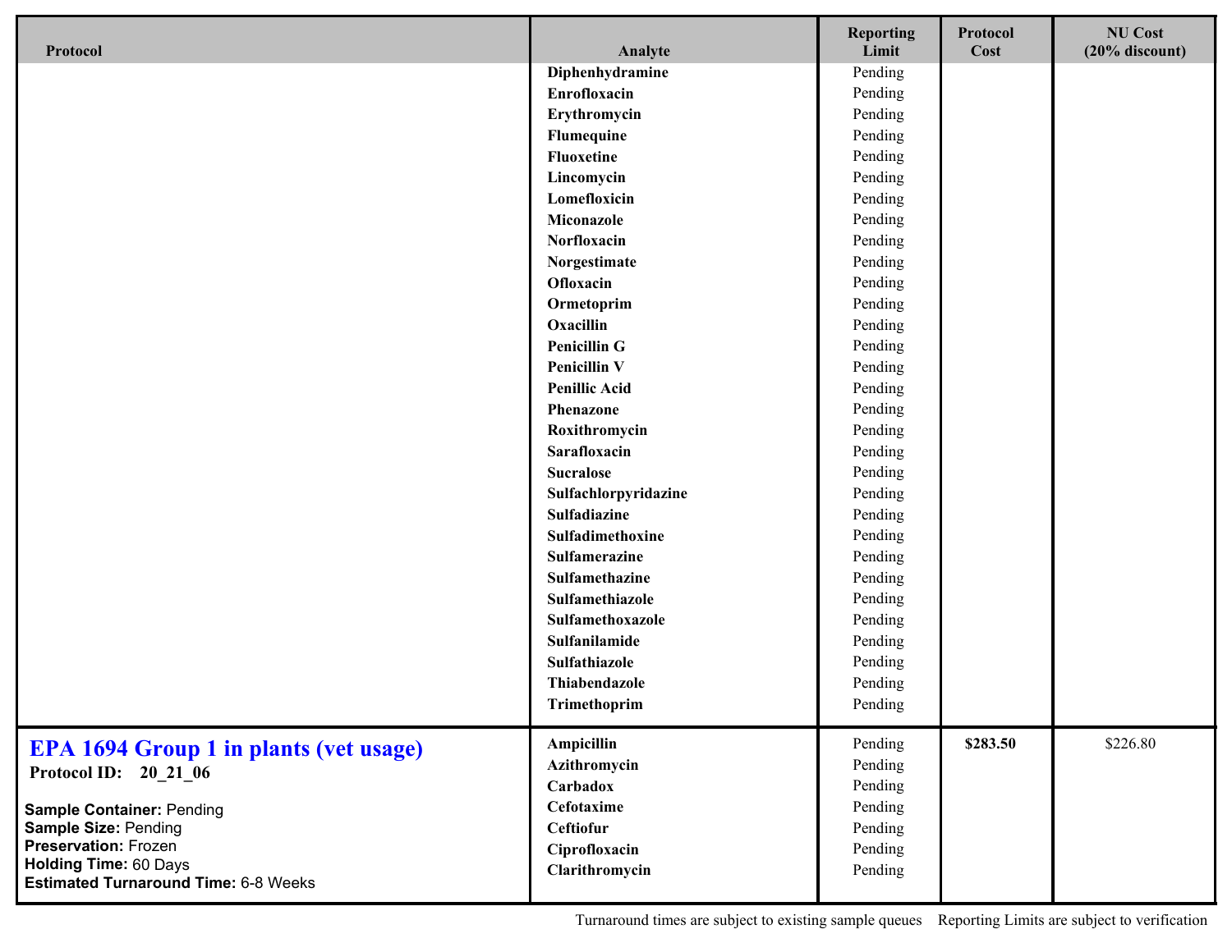| Protocol | Analyte | Reporting Limit | Protocol Cost | NU Cost (20% discount) |
| --- | --- | --- | --- | --- |
| | **Diphenhydramine** | Pending | | |
| | **Enrofloxacin** | Pending | | |
| | **Erythromycin** | Pending | | |
| | **Flumequine** | Pending | | |
| | **Fluoxetine** | Pending | | |
| | **Lincomycin** | Pending | | |
| | **Lomefloxicin** | Pending | | |
| | **Miconazole** | Pending | | |
| | **Norfloxacin** | Pending | | |
| | **Norgestimate** | Pending | | |
| | **Ofloxacin** | Pending | | |
| | **Ormetoprim** | Pending | | |
| | **Oxacillin** | Pending | | |
| | **Penicillin G** | Pending | | |
| | **Penicillin V** | Pending | | |
| | **Penillic Acid** | Pending | | |
| | **Phenazone** | Pending | | |
| | **Roxithromycin** | Pending | | |
| | **Sarafloxacin** | Pending | | |
| | **Sucralose** | Pending | | |
| | **Sulfachlorpyridazine** | Pending | | |
| | **Sulfadiazine** | Pending | | |
| | **Sulfadimethoxine** | Pending | | |
| | **Sulfamerazine** | Pending | | |
| | **Sulfamethazine** | Pending | | |
| | **Sulfamethiazole** | Pending | | |
| | **Sulfamethoxazole** | Pending | | |
| | **Sulfanilamide** | Pending | | |
| | **Sulfathiazole** | Pending | | |
| | **Thiabendazole** | Pending | | |
| | **Trimethoprim** | Pending | | |
| **EPA 1694 Group 1 in plants (vet usage)** <br> **Protocol ID: 20_21_06** <br> **Sample Container:** Pending <br> **Sample Size:** Pending <br> **Preservation:** Frozen <br> **Holding Time:** 60 Days <br> **Estimated Turnaround Time:** 6-8 Weeks | **Ampicillin** | Pending | **$283.50** | $226.80 |
| | **Azithromycin** | Pending | | |
| | **Carbadox** | Pending | | |
| | **Cefotaxime** | Pending | | |
| | **Ceftiofur** | Pending | | |
| | **Ciprofloxacin** | Pending | | |
| | **Clarithromycin** | Pending | | |

Turnaround times are subject to existing sample queues    Reporting Limits are subject to verification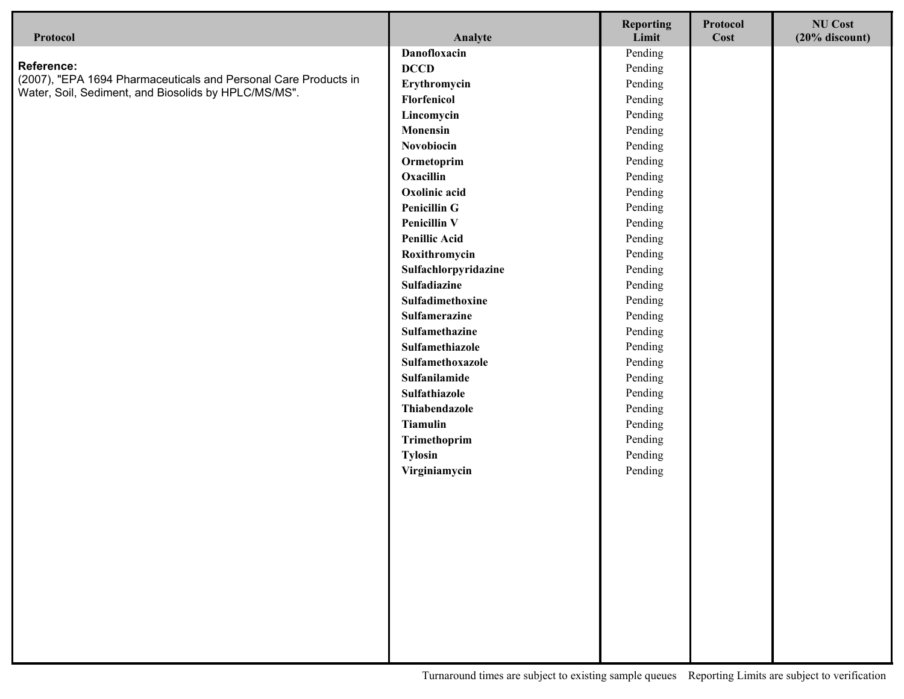| Protocol | Analyte | Reporting Limit | Protocol Cost | NU Cost (20% discount) |
| --- | --- | --- | --- | --- |
| **Reference:** (2007), "EPA 1694 Pharmaceuticals and Personal Care Products in Water, Soil, Sediment, and Biosolids by HPLC/MS/MS". | **Danofloxacin** | Pending | | |
| | **DCCD** | Pending | | |
| | **Erythromycin** | Pending | | |
| | **Florfenicol** | Pending | | |
| | **Lincomycin** | Pending | | |
| | **Monensin** | Pending | | |
| | **Novobiocin** | Pending | | |
| | **Ormetoprim** | Pending | | |
| | **Oxacillin** | Pending | | |
| | **Oxolinic acid** | Pending | | |
| | **Penicillin G** | Pending | | |
| | **Penicillin V** | Pending | | |
| | **Penillic Acid** | Pending | | |
| | **Roxithromycin** | Pending | | |
| | **Sulfachlorpyridazine** | Pending | | |
| | **Sulfadiazine** | Pending | | |
| | **Sulfadimethoxine** | Pending | | |
| | **Sulfamerazine** | Pending | | |
| | **Sulfamethazine** | Pending | | |
| | **Sulfamethiazole** | Pending | | |
| | **Sulfamethoxazole** | Pending | | |
| | **Sulfanilamide** | Pending | | |
| | **Sulfathiazole** | Pending | | |
| | **Thiabendazole** | Pending | | |
| | **Tiamulin** | Pending | | |
| | **Trimethoprim** | Pending | | |
| | **Tylosin** | Pending | | |
| | **Virginiamycin** | Pending | | |

Turnaround times are subject to existing sample queues    Reporting Limits are subject to verification